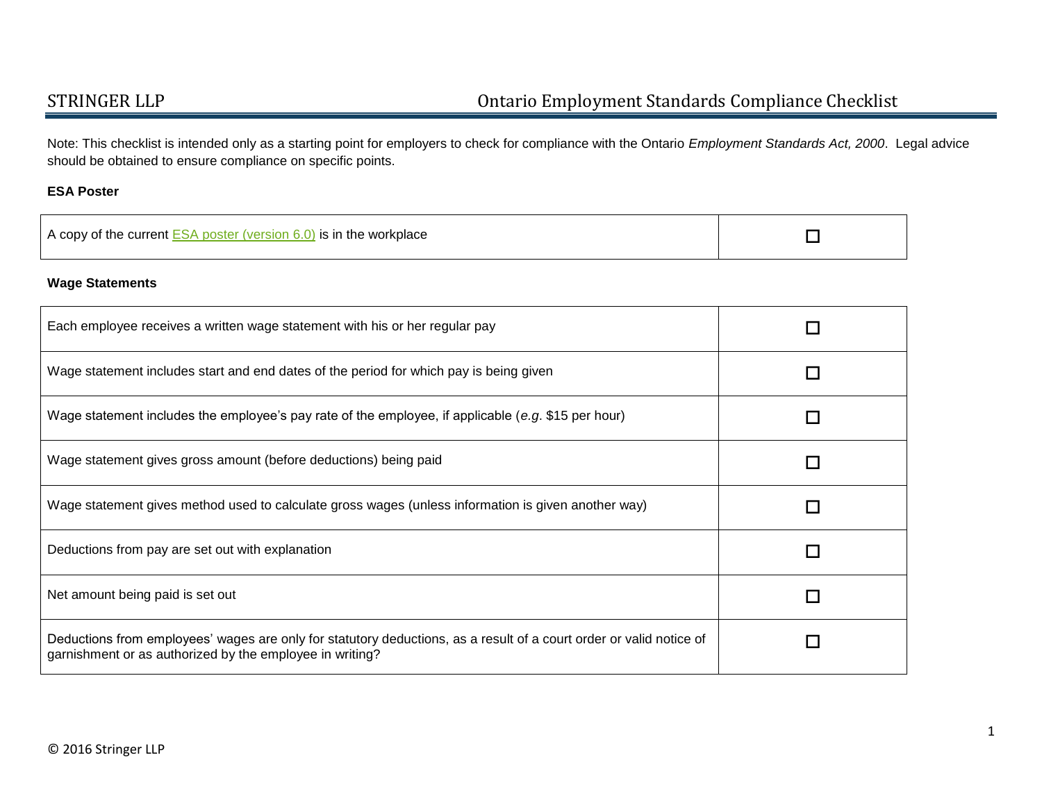# Ontario Employment Standards Compliance Checklist

STRINGER LLP

Note: This checklist is intended only as a starting point for employers to check for compliance with the Ontario *Employment Standards Act, 2000*. Legal advice should be obtained to ensure compliance on specific points.

**ESA Poster**

| | |
|---|---|
| A copy of the current ESA poster (version 6.0) is in the workplace | ☐ |

**Wage Statements**

| | |
|---|---|
| Each employee receives a written wage statement with his or her regular pay | ☐ |
| Wage statement includes start and end dates of the period for which pay is being given | ☐ |
| Wage statement includes the employee's pay rate of the employee, if applicable (*e.g*. $15 per hour) | ☐ |
| Wage statement gives gross amount (before deductions) being paid | ☐ |
| Wage statement gives method used to calculate gross wages (unless information is given another way) | ☐ |
| Deductions from pay are set out with explanation | ☐ |
| Net amount being paid is set out | ☐ |
| Deductions from employees' wages are only for statutory deductions, as a result of a court order or valid notice of garnishment or as authorized by the employee in writing? | ☐ |

© 2016 Stringer LLP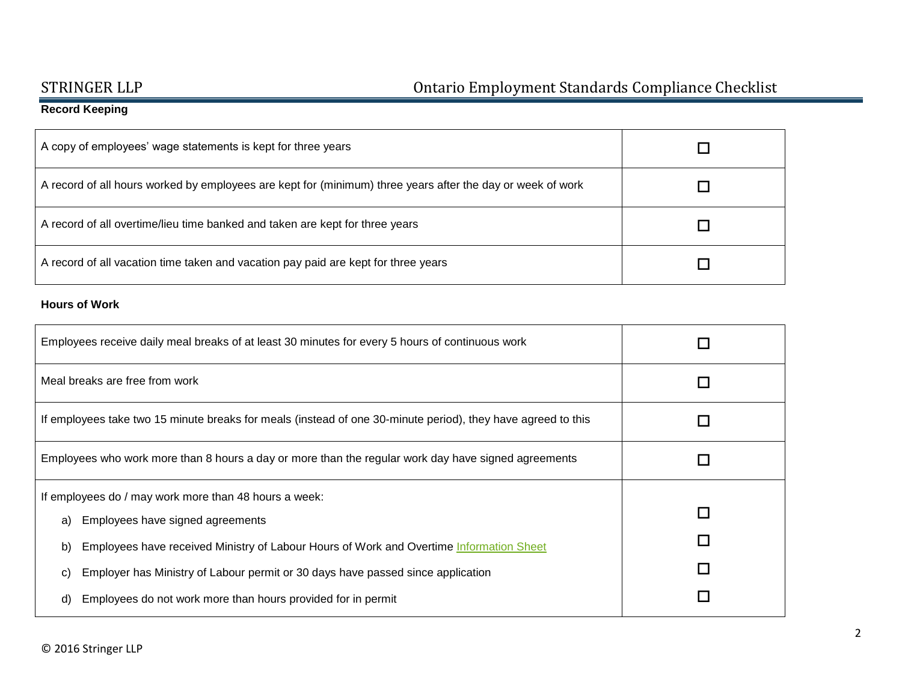### Record Keeping

| | |
|---|---|
| A copy of employees' wage statements is kept for three years | ☐ |
| A record of all hours worked by employees are kept for (minimum) three years after the day or week of work | ☐ |
| A record of all overtime/lieu time banked and taken are kept for three years | ☐ |
| A record of all vacation time taken and vacation pay paid are kept for three years | ☐ |

### Hours of Work

| | |
|---|---|
| Employees receive daily meal breaks of at least 30 minutes for every 5 hours of continuous work | ☐ |
| Meal breaks are free from work | ☐ |
| If employees take two 15 minute breaks for meals (instead of one 30-minute period), they have agreed to this | ☐ |
| Employees who work more than 8 hours a day or more than the regular work day have signed agreements | ☐ |
| If employees do / may work more than 48 hours a week: | |
| a) Employees have signed agreements | ☐ |
| b) Employees have received Ministry of Labour Hours of Work and Overtime [Information Sheet]() | ☐ |
| c) Employer has Ministry of Labour permit or 30 days have passed since application | ☐ |
| d) Employees do not work more than hours provided for in permit | ☐ |

© 2016 Stringer LLP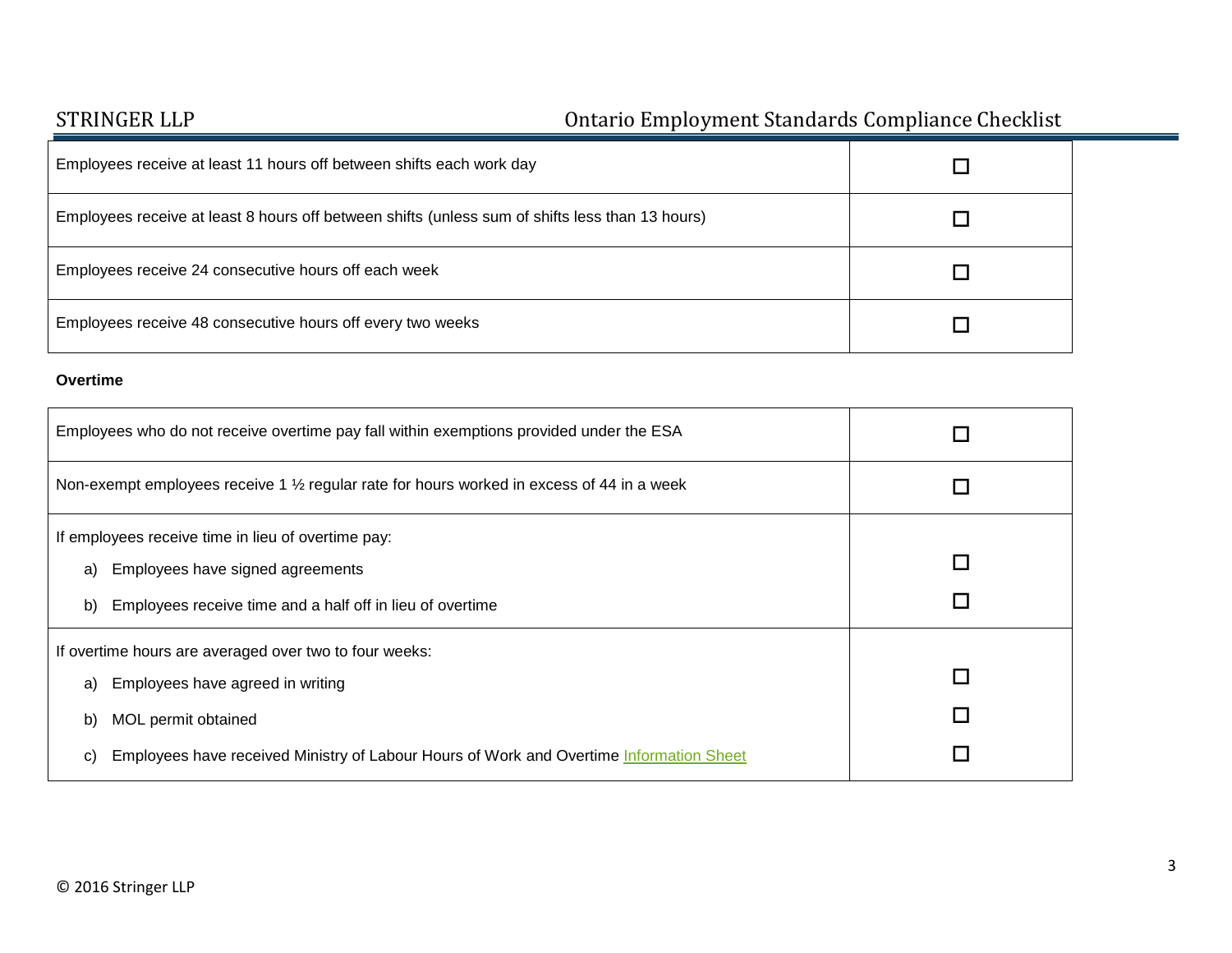| | |
|---|---|
| Employees receive at least 11 hours off between shifts each work day | ☐ |
| Employees receive at least 8 hours off between shifts (unless sum of shifts less than 13 hours) | ☐ |
| Employees receive 24 consecutive hours off each week | ☐ |
| Employees receive 48 consecutive hours off every two weeks | ☐ |

**Overtime**

| | |
|---|---|
| Employees who do not receive overtime pay fall within exemptions provided under the ESA | ☐ |
| Non-exempt employees receive 1 ½ regular rate for hours worked in excess of 44 in a week | ☐ |
| If employees receive time in lieu of overtime pay: | |
| a) Employees have signed agreements | ☐ |
| b) Employees receive time and a half off in lieu of overtime | ☐ |
| If overtime hours are averaged over two to four weeks: | |
| a) Employees have agreed in writing | ☐ |
| b) MOL permit obtained | ☐ |
| c) Employees have received Ministry of Labour Hours of Work and Overtime Information Sheet | ☐ |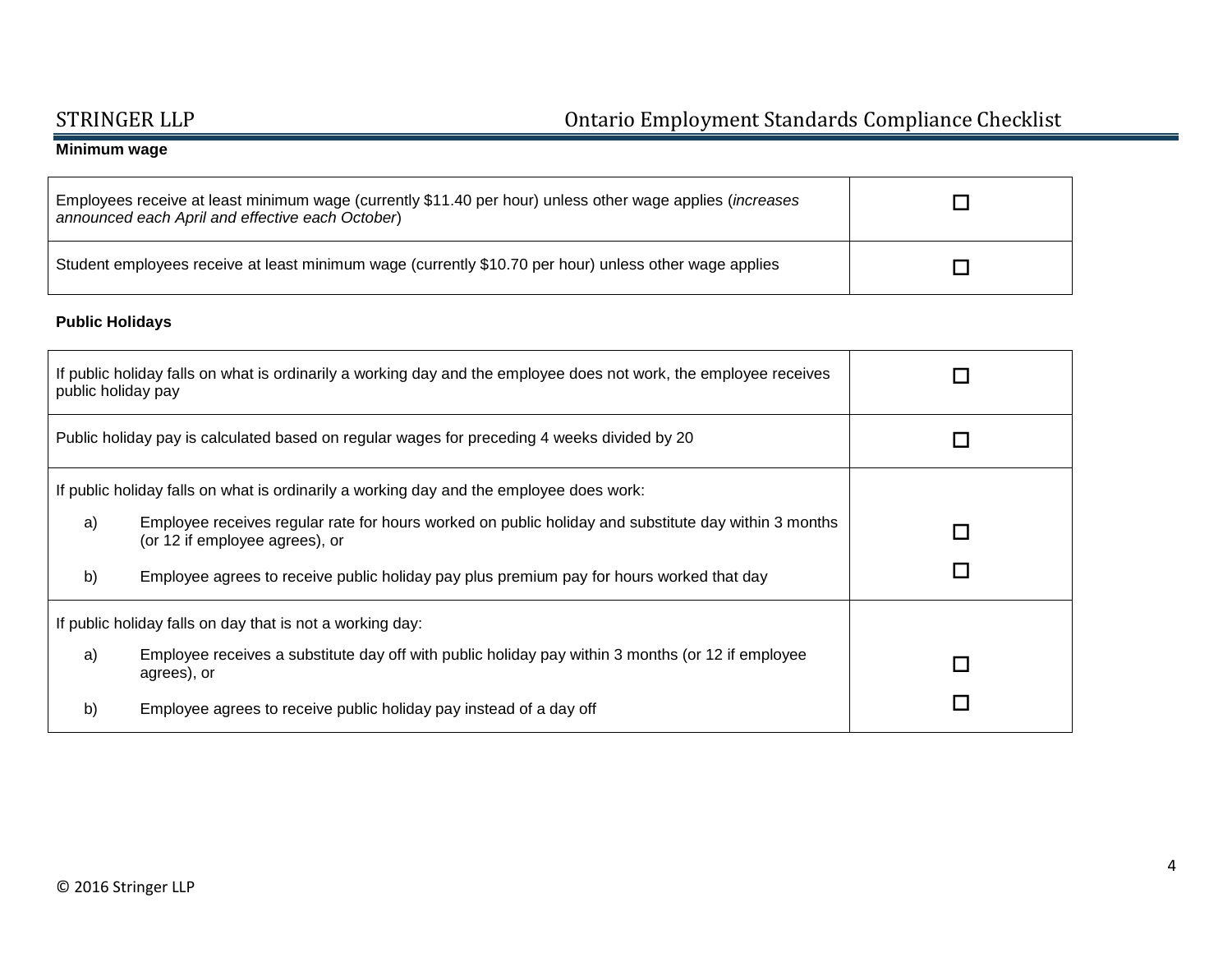**Minimum wage**

| | |
|---|---|
| Employees receive at least minimum wage (currently $11.40 per hour) unless other wage applies (*increases announced each April and effective each October*) | ☐ |
| Student employees receive at least minimum wage (currently $10.70 per hour) unless other wage applies | ☐ |

**Public Holidays**

| | |
|---|---|
| If public holiday falls on what is ordinarily a working day and the employee does not work, the employee receives public holiday pay | ☐ |
| Public holiday pay is calculated based on regular wages for preceding 4 weeks divided by 20 | ☐ |
| If public holiday falls on what is ordinarily a working day and the employee does work: | |
| a) Employee receives regular rate for hours worked on public holiday and substitute day within 3 months (or 12 if employee agrees), or | ☐ |
| b) Employee agrees to receive public holiday pay plus premium pay for hours worked that day | ☐ |
| If public holiday falls on day that is not a working day: | |
| a) Employee receives a substitute day off with public holiday pay within 3 months (or 12 if employee agrees), or | ☐ |
| b) Employee agrees to receive public holiday pay instead of a day off | ☐ |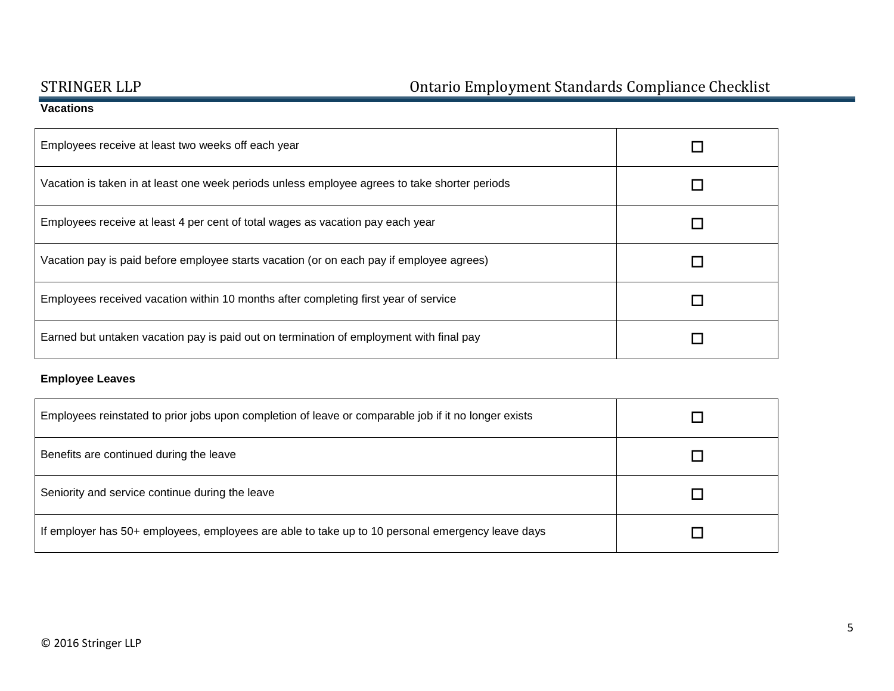**Vacations**

| | |
|---|---|
| Employees receive at least two weeks off each year | ☐ |
| Vacation is taken in at least one week periods unless employee agrees to take shorter periods | ☐ |
| Employees receive at least 4 per cent of total wages as vacation pay each year | ☐ |
| Vacation pay is paid before employee starts vacation (or on each pay if employee agrees) | ☐ |
| Employees received vacation within 10 months after completing first year of service | ☐ |
| Earned but untaken vacation pay is paid out on termination of employment with final pay | ☐ |

**Employee Leaves**

| | |
|---|---|
| Employees reinstated to prior jobs upon completion of leave or comparable job if it no longer exists | ☐ |
| Benefits are continued during the leave | ☐ |
| Seniority and service continue during the leave | ☐ |
| If employer has 50+ employees, employees are able to take up to 10 personal emergency leave days | ☐ |

© 2016 Stringer LLP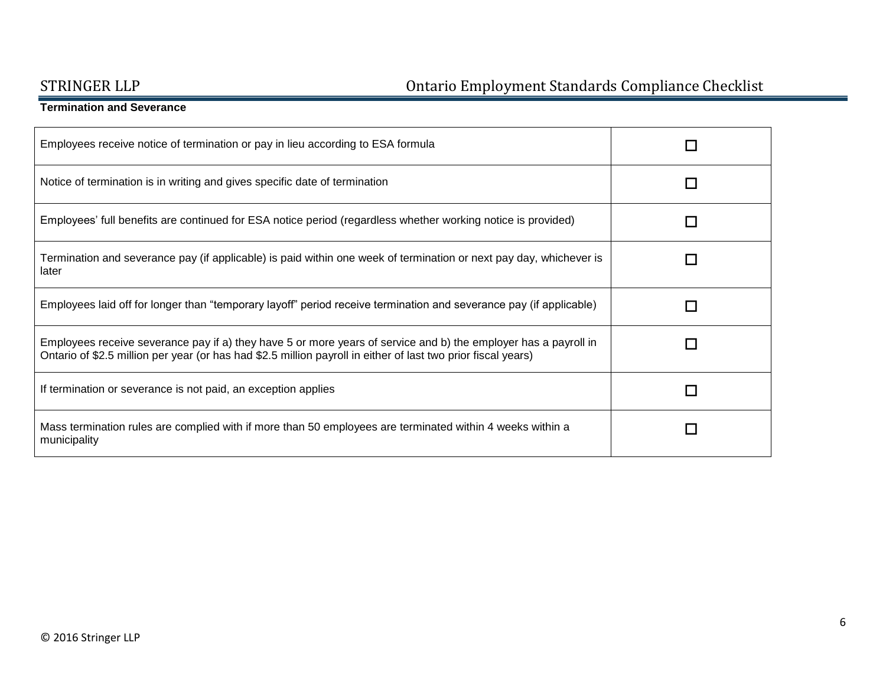**Termination and Severance**

| | |
|---|---|
| Employees receive notice of termination or pay in lieu according to ESA formula | ☐ |
| Notice of termination is in writing and gives specific date of termination | ☐ |
| Employees' full benefits are continued for ESA notice period (regardless whether working notice is provided) | ☐ |
| Termination and severance pay (if applicable) is paid within one week of termination or next pay day, whichever is later | ☐ |
| Employees laid off for longer than "temporary layoff" period receive termination and severance pay (if applicable) | ☐ |
| Employees receive severance pay if a) they have 5 or more years of service and b) the employer has a payroll in Ontario of $2.5 million per year (or has had $2.5 million payroll in either of last two prior fiscal years) | ☐ |
| If termination or severance is not paid, an exception applies | ☐ |
| Mass termination rules are complied with if more than 50 employees are terminated within 4 weeks within a municipality | ☐ |

© 2016 Stringer LLP